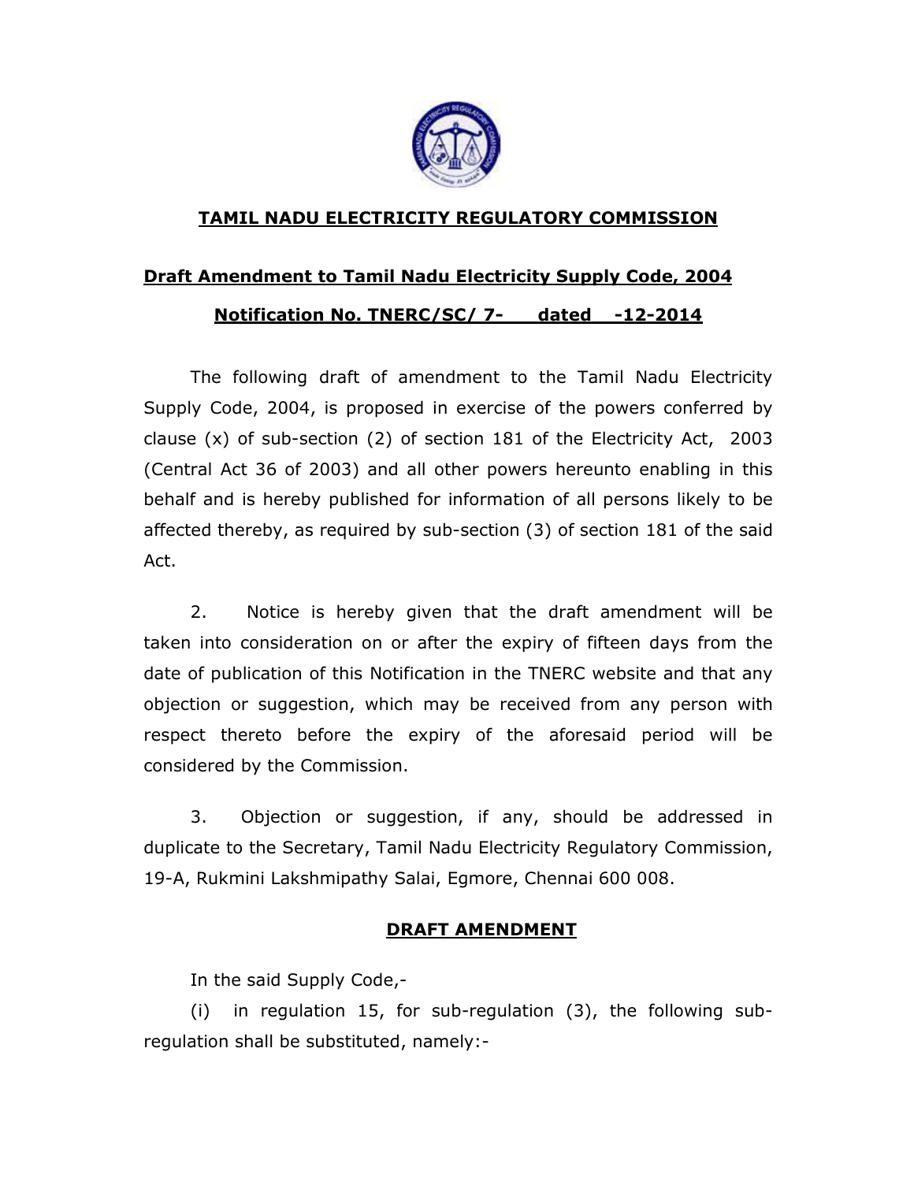## TAMIL NADU ELECTRICITY REGULATORY COMMISSION

### Draft Amendment to Tamil Nadu Electricity Supply Code, 2004

### Notification No. TNERC/SC/ 7- dated -12-2014

The following draft of amendment to the Tamil Nadu Electricity Supply Code, 2004, is proposed in exercise of the powers conferred by clause (x) of sub-section (2) of section 181 of the Electricity Act, 2003 (Central Act 36 of 2003) and all other powers hereunto enabling in this behalf and is hereby published for information of all persons likely to be affected thereby, as required by sub-section (3) of section 181 of the said Act.

2. Notice is hereby given that the draft amendment will be taken into consideration on or after the expiry of fifteen days from the date of publication of this Notification in the TNERC website and that any objection or suggestion, which may be received from any person with respect thereto before the expiry of the aforesaid period will be considered by the Commission.

3. Objection or suggestion, if any, should be addressed in duplicate to the Secretary, Tamil Nadu Electricity Regulatory Commission, 19-A, Rukmini Lakshmipathy Salai, Egmore, Chennai 600 008.

### DRAFT AMENDMENT

In the said Supply Code,-

(i) in regulation 15, for sub-regulation (3), the following sub-regulation shall be substituted, namely:-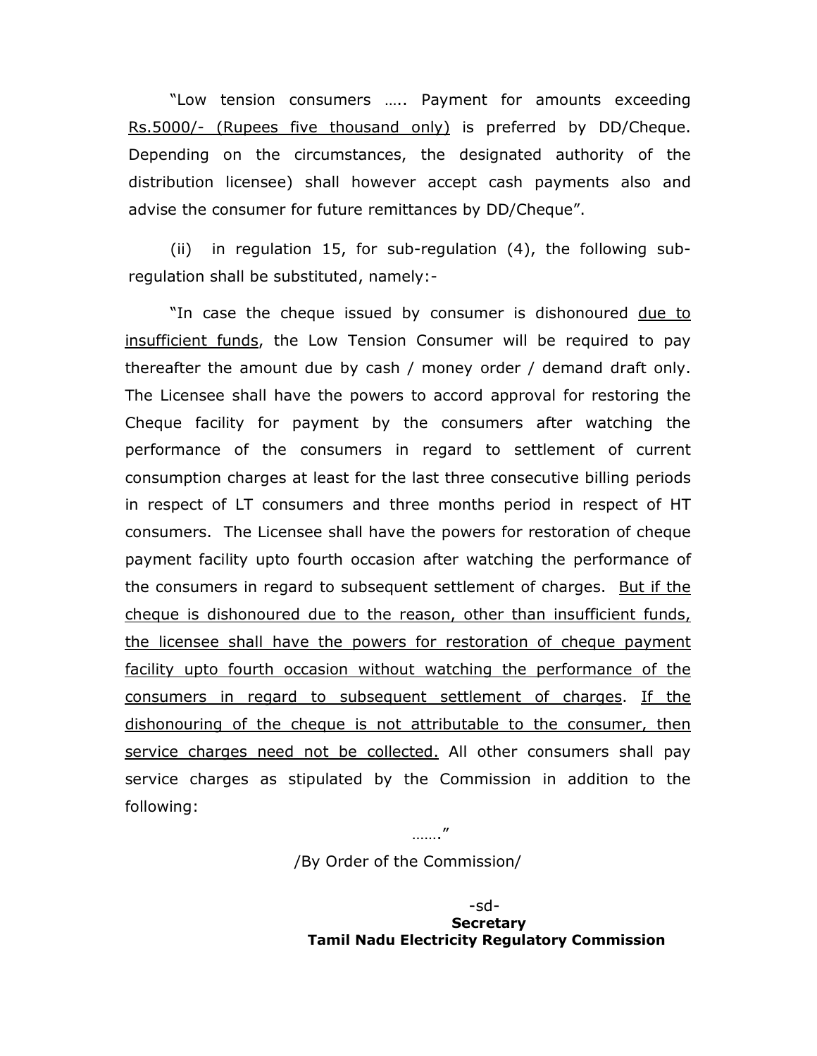"Low tension consumers ….. Payment for amounts exceeding <u>Rs.5000/- (Rupees five thousand only)</u> is preferred by DD/Cheque. Depending on the circumstances, the designated authority of the distribution licensee) shall however accept cash payments also and advise the consumer for future remittances by DD/Cheque".

(ii) in regulation 15, for sub-regulation (4), the following sub-regulation shall be substituted, namely:-

"In case the cheque issued by consumer is dishonoured <u>due to insufficient funds</u>, the Low Tension Consumer will be required to pay thereafter the amount due by cash / money order / demand draft only. The Licensee shall have the powers to accord approval for restoring the Cheque facility for payment by the consumers after watching the performance of the consumers in regard to settlement of current consumption charges at least for the last three consecutive billing periods in respect of LT consumers and three months period in respect of HT consumers. The Licensee shall have the powers for restoration of cheque payment facility upto fourth occasion after watching the performance of the consumers in regard to subsequent settlement of charges. <u>But if the cheque is dishonoured due to the reason, other than insufficient funds, the licensee shall have the powers for restoration of cheque payment facility upto fourth occasion without watching the performance of the consumers in regard to subsequent settlement of charges</u>. <u>If the dishonouring of the cheque is not attributable to the consumer, then service charges need not be collected.</u> All other consumers shall pay service charges as stipulated by the Commission in addition to the following:

……."

/By Order of the Commission/

-sd-

**Secretary**

**Tamil Nadu Electricity Regulatory Commission**